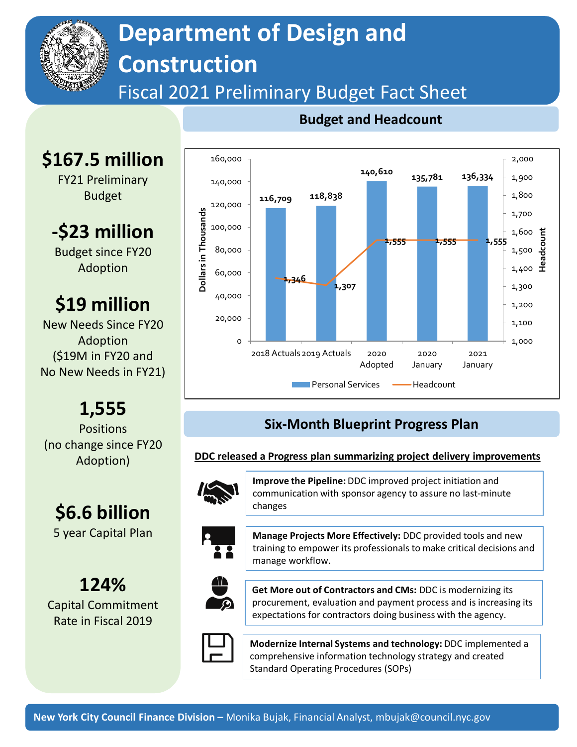# Department of Design and Construction

## Fiscal 2021 Preliminary Budget Fact Sheet

**$167.5 million**
FY21 Preliminary Budget

**-$23 million**
Budget since FY20 Adoption

**$19 million**
New Needs Since FY20 Adoption
($19M in FY20 and No New Needs in FY21)

**1,555**
Positions
(no change since FY20 Adoption)

**$6.6 billion**
5 year Capital Plan

**124%**
Capital Commitment Rate in Fiscal 2019

### Budget and Headcount

| | 2018 Actuals | 2019 Actuals | 2020 Adopted | 2020 January | 2021 January |
|---|---|---|---|---|---|
| Personal Services (Dollars in Thousands) | 116,709 | 118,838 | 140,610 | 135,781 | 136,334 |
| Headcount | 1,346 | 1,307 | 1,555 | 1,555 | 1,555 |

### Six-Month Blueprint Progress Plan

**DDC released a Progress plan summarizing project delivery improvements**

**Improve the Pipeline:** DDC improved project initiation and communication with sponsor agency to assure no last-minute changes

**Manage Projects More Effectively:** DDC provided tools and new training to empower its professionals to make critical decisions and manage workflow.

**Get More out of Contractors and CMs:** DDC is modernizing its procurement, evaluation and payment process and is increasing its expectations for contractors doing business with the agency.

**Modernize Internal Systems and technology:** DDC implemented a comprehensive information technology strategy and created Standard Operating Procedures (SOPs)

**New York City Council Finance Division –** Monika Bujak, Financial Analyst, mbujak@council.nyc.gov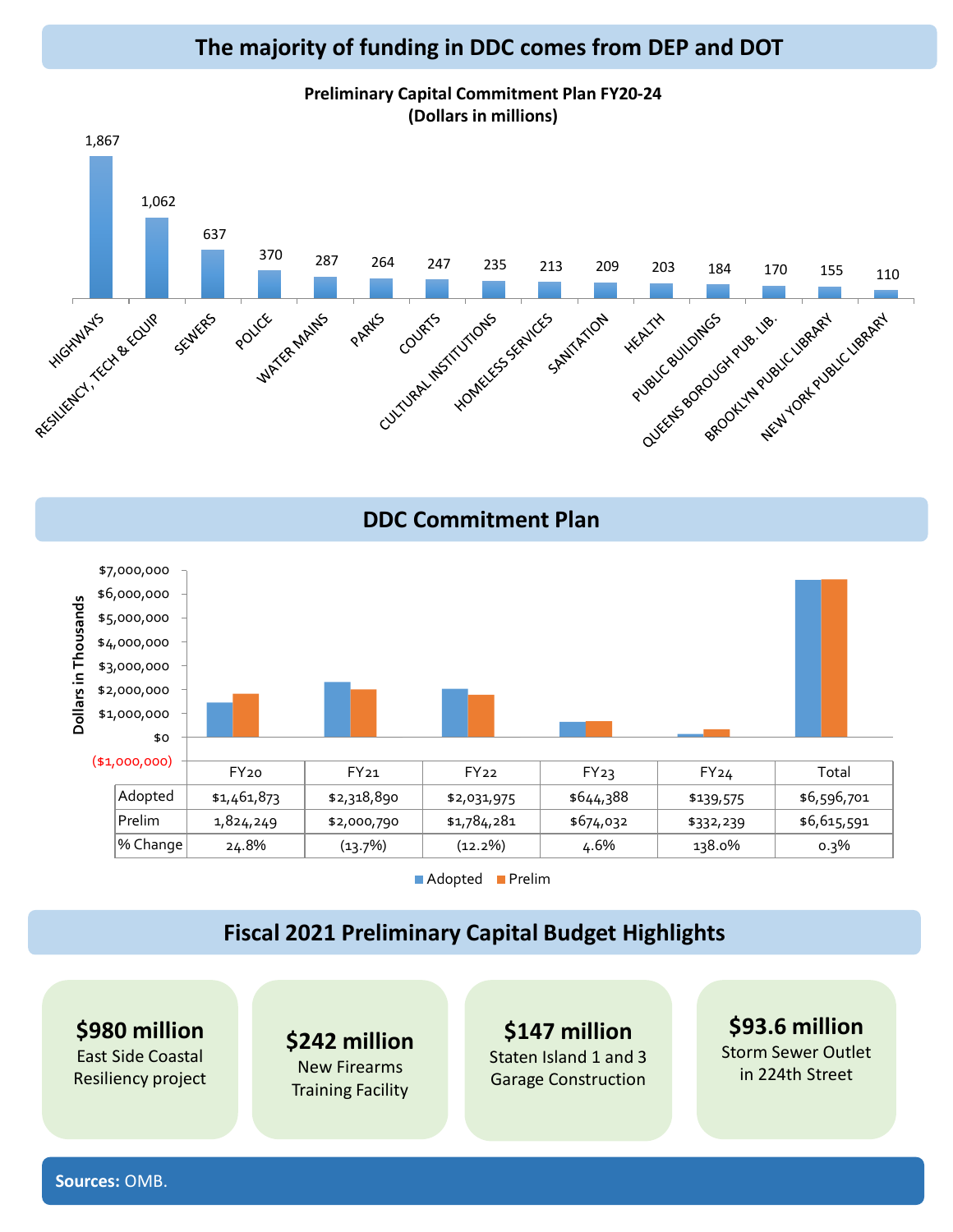## The majority of funding in DDC comes from DEP and DOT

**Preliminary Capital Commitment Plan FY20-24**
**(Dollars in millions)**

1,867
HIGHWAYS
1,062
RESILIENCY, TECH & EQUIP
637
SEWERS
370
POLICE
287
WATER MAINS
264
PARKS
247
COURTS
235
CULTURAL INSTITUTIONS
213
HOMELESS SERVICES
209
SANITATION
203
HEALTH
184
PUBLIC BUILDINGS
170
QUEENS BOROUGH PUB. LIB.
155
BROOKLYN PUBLIC LIBRARY
110
NEW YORK PUBLIC LIBRARY

## DDC Commitment Plan

Dollars in Thousands

$7,000,000
$6,000,000
$5,000,000
$4,000,000
$3,000,000
$2,000,000
$1,000,000
$0
($1,000,000)

| | FY20 | FY21 | FY22 | FY23 | FY24 | Total |
|---|---|---|---|---|---|---|
| Adopted | $1,461,873 | $2,318,890 | $2,031,975 | $644,388 | $139,575 | $6,596,701 |
| Prelim | 1,824,249 | $2,000,790 | $1,784,281 | $674,032 | $332,239 | $6,615,591 |
| % Change | 24.8% | (13.7%) | (12.2%) | 4.6% | 138.0% | 0.3% |

Adopted   Prelim

## Fiscal 2021 Preliminary Capital Budget Highlights

**$980 million**
East Side Coastal Resiliency project

**$242 million**
New Firearms Training Facility

**$147 million**
Staten Island 1 and 3 Garage Construction

**$93.6 million**
Storm Sewer Outlet in 224th Street

**Sources:** OMB.